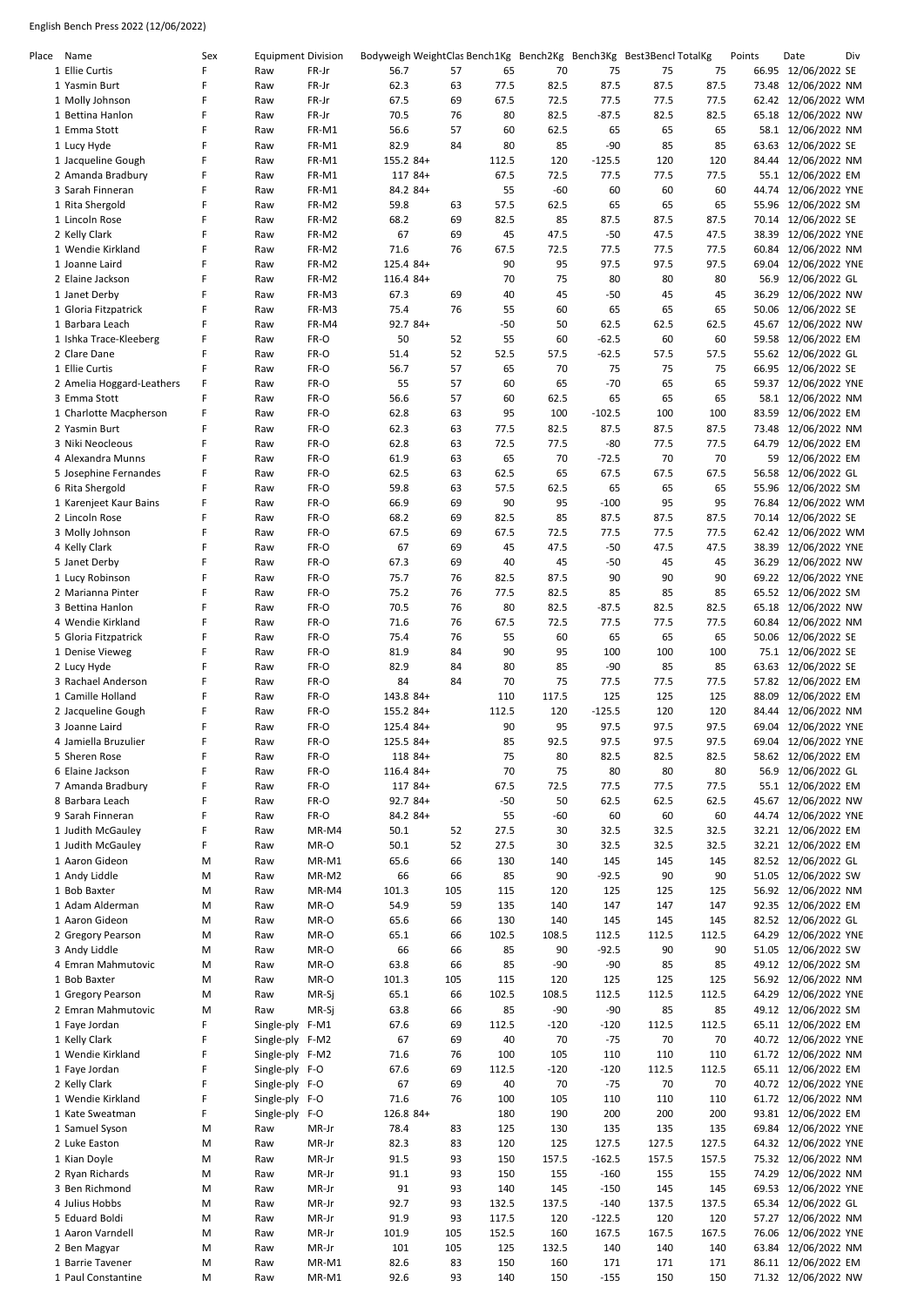English Bench Press 2022 (12/06/2022)

| Place | Name | Sex | Equipment | Division | Bodyweight | WeightClass | Bench1Kg | Bench2Kg | Bench3Kg | Best3BenchKg | TotalKg | Points | Date | Div |
|---|---|---|---|---|---|---|---|---|---|---|---|---|---|---|
| 1 | Ellie Curtis | F | Raw | FR-Jr | 56.7 | 57 | 65 | 70 | 75 | 75 | 75 | 66.95 | 12/06/2022 | SE |
| 1 | Yasmin Burt | F | Raw | FR-Jr | 62.3 | 63 | 77.5 | 82.5 | 87.5 | 87.5 | 87.5 | 73.48 | 12/06/2022 | NM |
| 1 | Molly Johnson | F | Raw | FR-Jr | 67.5 | 69 | 67.5 | 72.5 | 77.5 | 77.5 | 77.5 | 62.42 | 12/06/2022 | WM |
| 1 | Bettina Hanlon | F | Raw | FR-Jr | 70.5 | 76 | 80 | 82.5 | -87.5 | 82.5 | 82.5 | 65.18 | 12/06/2022 | NW |
| 1 | Emma Stott | F | Raw | FR-M1 | 56.6 | 57 | 60 | 62.5 | 65 | 65 | 65 | 58.1 | 12/06/2022 | NM |
| 1 | Lucy Hyde | F | Raw | FR-M1 | 82.9 | 84 | 80 | 85 | -90 | 85 | 85 | 63.63 | 12/06/2022 | SE |
| 1 | Jacqueline Gough | F | Raw | FR-M1 | 155.2 | 84+ | 112.5 | 120 | -125.5 | 120 | 120 | 84.44 | 12/06/2022 | NM |
| 2 | Amanda Bradbury | F | Raw | FR-M1 | 117 | 84+ | 67.5 | 72.5 | 77.5 | 77.5 | 77.5 | 55.1 | 12/06/2022 | EM |
| 3 | Sarah Finneran | F | Raw | FR-M1 | 84.2 | 84+ | 55 | -60 | 60 | 60 | 60 | 44.74 | 12/06/2022 | YNE |
| 1 | Rita Shergold | F | Raw | FR-M2 | 59.8 | 63 | 57.5 | 62.5 | 65 | 65 | 65 | 55.96 | 12/06/2022 | SM |
| 1 | Lincoln Rose | F | Raw | FR-M2 | 68.2 | 69 | 82.5 | 85 | 87.5 | 87.5 | 87.5 | 70.14 | 12/06/2022 | SE |
| 2 | Kelly Clark | F | Raw | FR-M2 | 67 | 69 | 45 | 47.5 | -50 | 47.5 | 47.5 | 38.39 | 12/06/2022 | YNE |
| 1 | Wendie Kirkland | F | Raw | FR-M2 | 71.6 | 76 | 67.5 | 72.5 | 77.5 | 77.5 | 77.5 | 60.84 | 12/06/2022 | NM |
| 1 | Joanne Laird | F | Raw | FR-M2 | 125.4 | 84+ | 90 | 95 | 97.5 | 97.5 | 97.5 | 69.04 | 12/06/2022 | YNE |
| 2 | Elaine Jackson | F | Raw | FR-M2 | 116.4 | 84+ | 70 | 75 | 80 | 80 | 80 | 56.9 | 12/06/2022 | GL |
| 1 | Janet Derby | F | Raw | FR-M3 | 67.3 | 69 | 40 | 45 | -50 | 45 | 45 | 36.29 | 12/06/2022 | NW |
| 1 | Gloria Fitzpatrick | F | Raw | FR-M3 | 75.4 | 76 | 55 | 60 | 65 | 65 | 65 | 50.06 | 12/06/2022 | SE |
| 1 | Barbara Leach | F | Raw | FR-M4 | 92.7 | 84+ | -50 | 50 | 62.5 | 62.5 | 62.5 | 45.67 | 12/06/2022 | NW |
| 1 | Ishka Trace-Kleeberg | F | Raw | FR-O | 50 | 52 | 55 | 60 | -62.5 | 60 | 60 | 59.58 | 12/06/2022 | EM |
| 2 | Clare Dane | F | Raw | FR-O | 51.4 | 52 | 52.5 | 57.5 | -62.5 | 57.5 | 57.5 | 55.62 | 12/06/2022 | GL |
| 1 | Ellie Curtis | F | Raw | FR-O | 56.7 | 57 | 65 | 70 | 75 | 75 | 75 | 66.95 | 12/06/2022 | SE |
| 2 | Amelia Hoggard-Leathers | F | Raw | FR-O | 55 | 57 | 60 | 65 | -70 | 65 | 65 | 59.37 | 12/06/2022 | YNE |
| 3 | Emma Stott | F | Raw | FR-O | 56.6 | 57 | 60 | 62.5 | 65 | 65 | 65 | 58.1 | 12/06/2022 | NM |
| 1 | Charlotte Macpherson | F | Raw | FR-O | 62.8 | 63 | 95 | 100 | -102.5 | 100 | 100 | 83.59 | 12/06/2022 | EM |
| 2 | Yasmin Burt | F | Raw | FR-O | 62.3 | 63 | 77.5 | 82.5 | 87.5 | 87.5 | 87.5 | 73.48 | 12/06/2022 | NM |
| 3 | Niki Neocleous | F | Raw | FR-O | 62.8 | 63 | 72.5 | 77.5 | -80 | 77.5 | 77.5 | 64.79 | 12/06/2022 | EM |
| 4 | Alexandra Munns | F | Raw | FR-O | 61.9 | 63 | 65 | 70 | -72.5 | 70 | 70 | 59 | 12/06/2022 | EM |
| 5 | Josephine Fernandes | F | Raw | FR-O | 62.5 | 63 | 62.5 | 65 | 67.5 | 67.5 | 67.5 | 56.58 | 12/06/2022 | GL |
| 6 | Rita Shergold | F | Raw | FR-O | 59.8 | 63 | 57.5 | 62.5 | 65 | 65 | 65 | 55.96 | 12/06/2022 | SM |
| 1 | Karenjeet Kaur Bains | F | Raw | FR-O | 66.9 | 69 | 90 | 95 | -100 | 95 | 95 | 76.84 | 12/06/2022 | WM |
| 2 | Lincoln Rose | F | Raw | FR-O | 68.2 | 69 | 82.5 | 85 | 87.5 | 87.5 | 87.5 | 70.14 | 12/06/2022 | SE |
| 3 | Molly Johnson | F | Raw | FR-O | 67.5 | 69 | 67.5 | 72.5 | 77.5 | 77.5 | 77.5 | 62.42 | 12/06/2022 | WM |
| 4 | Kelly Clark | F | Raw | FR-O | 67 | 69 | 45 | 47.5 | -50 | 47.5 | 47.5 | 38.39 | 12/06/2022 | YNE |
| 5 | Janet Derby | F | Raw | FR-O | 67.3 | 69 | 40 | 45 | -50 | 45 | 45 | 36.29 | 12/06/2022 | NW |
| 1 | Lucy Robinson | F | Raw | FR-O | 75.7 | 76 | 82.5 | 87.5 | 90 | 90 | 90 | 69.22 | 12/06/2022 | YNE |
| 2 | Marianna Pinter | F | Raw | FR-O | 75.2 | 76 | 77.5 | 82.5 | 85 | 85 | 85 | 65.52 | 12/06/2022 | SM |
| 3 | Bettina Hanlon | F | Raw | FR-O | 70.5 | 76 | 80 | 82.5 | -87.5 | 82.5 | 82.5 | 65.18 | 12/06/2022 | NW |
| 4 | Wendie Kirkland | F | Raw | FR-O | 71.6 | 76 | 67.5 | 72.5 | 77.5 | 77.5 | 77.5 | 60.84 | 12/06/2022 | NM |
| 5 | Gloria Fitzpatrick | F | Raw | FR-O | 75.4 | 76 | 55 | 60 | 65 | 65 | 65 | 50.06 | 12/06/2022 | SE |
| 1 | Denise Vieweg | F | Raw | FR-O | 81.9 | 84 | 90 | 95 | 100 | 100 | 100 | 75.1 | 12/06/2022 | SE |
| 2 | Lucy Hyde | F | Raw | FR-O | 82.9 | 84 | 80 | 85 | -90 | 85 | 85 | 63.63 | 12/06/2022 | SE |
| 3 | Rachael Anderson | F | Raw | FR-O | 84 | 84 | 70 | 75 | 77.5 | 77.5 | 77.5 | 57.82 | 12/06/2022 | EM |
| 1 | Camille Holland | F | Raw | FR-O | 143.8 | 84+ | 110 | 117.5 | 125 | 125 | 125 | 88.09 | 12/06/2022 | EM |
| 2 | Jacqueline Gough | F | Raw | FR-O | 155.2 | 84+ | 112.5 | 120 | -125.5 | 120 | 120 | 84.44 | 12/06/2022 | NM |
| 3 | Joanne Laird | F | Raw | FR-O | 125.4 | 84+ | 90 | 95 | 97.5 | 97.5 | 97.5 | 69.04 | 12/06/2022 | YNE |
| 4 | Jamiella Bruzulier | F | Raw | FR-O | 125.5 | 84+ | 85 | 92.5 | 97.5 | 97.5 | 97.5 | 69.04 | 12/06/2022 | YNE |
| 5 | Sheren Rose | F | Raw | FR-O | 118 | 84+ | 75 | 80 | 82.5 | 82.5 | 82.5 | 58.62 | 12/06/2022 | EM |
| 6 | Elaine Jackson | F | Raw | FR-O | 116.4 | 84+ | 70 | 75 | 80 | 80 | 80 | 56.9 | 12/06/2022 | GL |
| 7 | Amanda Bradbury | F | Raw | FR-O | 117 | 84+ | 67.5 | 72.5 | 77.5 | 77.5 | 77.5 | 55.1 | 12/06/2022 | EM |
| 8 | Barbara Leach | F | Raw | FR-O | 92.7 | 84+ | -50 | 50 | 62.5 | 62.5 | 62.5 | 45.67 | 12/06/2022 | NW |
| 9 | Sarah Finneran | F | Raw | FR-O | 84.2 | 84+ | 55 | -60 | 60 | 60 | 60 | 44.74 | 12/06/2022 | YNE |
| 1 | Judith McGauley | F | Raw | MR-M4 | 50.1 | 52 | 27.5 | 30 | 32.5 | 32.5 | 32.5 | 32.21 | 12/06/2022 | EM |
| 1 | Judith McGauley | F | Raw | MR-O | 50.1 | 52 | 27.5 | 30 | 32.5 | 32.5 | 32.5 | 32.21 | 12/06/2022 | EM |
| 1 | Aaron Gideon | M | Raw | MR-M1 | 65.6 | 66 | 130 | 140 | 145 | 145 | 145 | 82.52 | 12/06/2022 | GL |
| 1 | Andy Liddle | M | Raw | MR-M2 | 66 | 66 | 85 | 90 | -92.5 | 90 | 90 | 51.05 | 12/06/2022 | SW |
| 1 | Bob Baxter | M | Raw | MR-M4 | 101.3 | 105 | 115 | 120 | 125 | 125 | 125 | 56.92 | 12/06/2022 | NM |
| 1 | Adam Alderman | M | Raw | MR-O | 54.9 | 59 | 135 | 140 | 147 | 147 | 147 | 92.35 | 12/06/2022 | EM |
| 1 | Aaron Gideon | M | Raw | MR-O | 65.6 | 66 | 130 | 140 | 145 | 145 | 145 | 82.52 | 12/06/2022 | GL |
| 2 | Gregory Pearson | M | Raw | MR-O | 65.1 | 66 | 102.5 | 108.5 | 112.5 | 112.5 | 112.5 | 64.29 | 12/06/2022 | YNE |
| 3 | Andy Liddle | M | Raw | MR-O | 66 | 66 | 85 | 90 | -92.5 | 90 | 90 | 51.05 | 12/06/2022 | SW |
| 4 | Emran Mahmutovic | M | Raw | MR-O | 63.8 | 66 | 85 | -90 | -90 | 85 | 85 | 49.12 | 12/06/2022 | SM |
| 1 | Bob Baxter | M | Raw | MR-O | 101.3 | 105 | 115 | 120 | 125 | 125 | 125 | 56.92 | 12/06/2022 | NM |
| 1 | Gregory Pearson | M | Raw | MR-Sj | 65.1 | 66 | 102.5 | 108.5 | 112.5 | 112.5 | 112.5 | 64.29 | 12/06/2022 | YNE |
| 2 | Emran Mahmutovic | M | Raw | MR-Sj | 63.8 | 66 | 85 | -90 | -90 | 85 | 85 | 49.12 | 12/06/2022 | SM |
| 1 | Faye Jordan | F | Single-ply | F-M1 | 67.6 | 69 | 112.5 | -120 | -120 | 112.5 | 112.5 | 65.11 | 12/06/2022 | EM |
| 1 | Kelly Clark | F | Single-ply | F-M2 | 67 | 69 | 40 | 70 | -75 | 70 | 70 | 40.72 | 12/06/2022 | YNE |
| 1 | Wendie Kirkland | F | Single-ply | F-M2 | 71.6 | 76 | 100 | 105 | 110 | 110 | 110 | 61.72 | 12/06/2022 | NM |
| 1 | Faye Jordan | F | Single-ply | F-O | 67.6 | 69 | 112.5 | -120 | -120 | 112.5 | 112.5 | 65.11 | 12/06/2022 | EM |
| 2 | Kelly Clark | F | Single-ply | F-O | 67 | 69 | 40 | 70 | -75 | 70 | 70 | 40.72 | 12/06/2022 | YNE |
| 1 | Wendie Kirkland | F | Single-ply | F-O | 71.6 | 76 | 100 | 105 | 110 | 110 | 110 | 61.72 | 12/06/2022 | NM |
| 1 | Kate Sweatman | F | Single-ply | F-O | 126.8 | 84+ | 180 | 190 | 200 | 200 | 200 | 93.81 | 12/06/2022 | EM |
| 1 | Samuel Syson | M | Raw | MR-Jr | 78.4 | 83 | 125 | 130 | 135 | 135 | 135 | 69.84 | 12/06/2022 | YNE |
| 2 | Luke Easton | M | Raw | MR-Jr | 82.3 | 83 | 120 | 125 | 127.5 | 127.5 | 127.5 | 64.32 | 12/06/2022 | YNE |
| 1 | Kian Doyle | M | Raw | MR-Jr | 91.5 | 93 | 150 | 157.5 | -162.5 | 157.5 | 157.5 | 75.32 | 12/06/2022 | NM |
| 2 | Ryan Richards | M | Raw | MR-Jr | 91.1 | 93 | 150 | 155 | -160 | 155 | 155 | 74.29 | 12/06/2022 | NM |
| 3 | Ben Richmond | M | Raw | MR-Jr | 91 | 93 | 140 | 145 | -150 | 145 | 145 | 69.53 | 12/06/2022 | YNE |
| 4 | Julius Hobbs | M | Raw | MR-Jr | 92.7 | 93 | 132.5 | 137.5 | -140 | 137.5 | 137.5 | 65.34 | 12/06/2022 | GL |
| 5 | Eduard Boldi | M | Raw | MR-Jr | 91.9 | 93 | 117.5 | 120 | -122.5 | 120 | 120 | 57.27 | 12/06/2022 | NM |
| 1 | Aaron Varndell | M | Raw | MR-Jr | 101.9 | 105 | 152.5 | 160 | 167.5 | 167.5 | 167.5 | 76.06 | 12/06/2022 | YNE |
| 2 | Ben Magyar | M | Raw | MR-Jr | 101 | 105 | 125 | 132.5 | 140 | 140 | 140 | 63.84 | 12/06/2022 | NM |
| 1 | Barrie Tavener | M | Raw | MR-M1 | 82.6 | 83 | 150 | 160 | 171 | 171 | 171 | 86.11 | 12/06/2022 | EM |
| 1 | Paul Constantine | M | Raw | MR-M1 | 92.6 | 93 | 140 | 150 | -155 | 150 | 150 | 71.32 | 12/06/2022 | NW |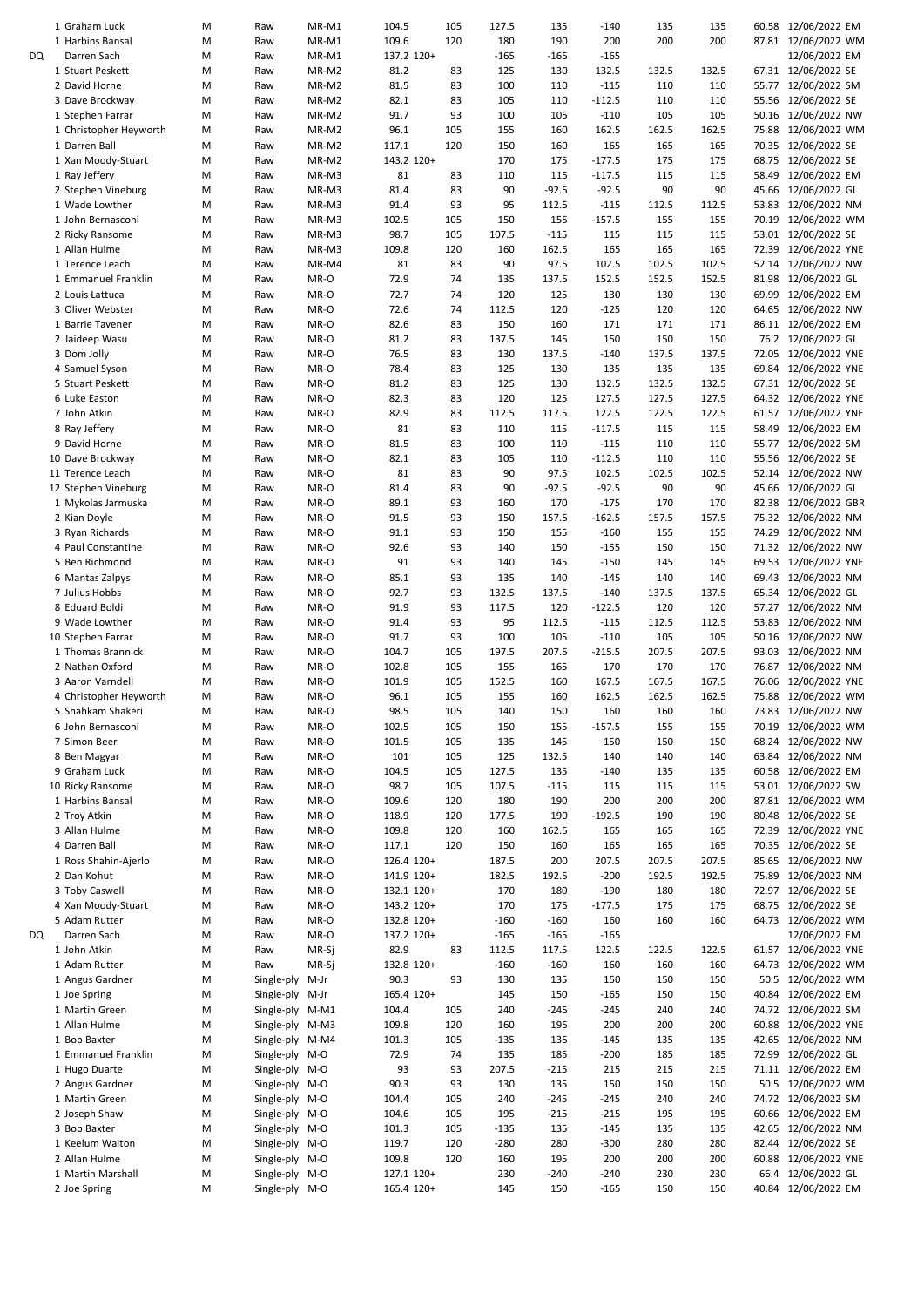| | | | | | | | | | | | | | | |
|---|---|---|---|---|---|---|---|---|---|---|---|---|---|---|
| | 1 Graham Luck | M | Raw | MR-M1 | 104.5 | 105 | 127.5 | 135 | -140 | 135 | 135 | 60.58 | 12/06/2022 | EM |
| | 1 Harbins Bansal | M | Raw | MR-M1 | 109.6 | 120 | 180 | 190 | 200 | 200 | 200 | 87.81 | 12/06/2022 | WM |
| DQ | Darren Sach | M | Raw | MR-M1 | 137.2 | 120+ | -165 | -165 | -165 | | | | 12/06/2022 | EM |
| | 1 Stuart Peskett | M | Raw | MR-M2 | 81.2 | 83 | 125 | 130 | 132.5 | 132.5 | 132.5 | 67.31 | 12/06/2022 | SE |
| | 2 David Horne | M | Raw | MR-M2 | 81.5 | 83 | 100 | 110 | -115 | 110 | 110 | 55.77 | 12/06/2022 | SM |
| | 3 Dave Brockway | M | Raw | MR-M2 | 82.1 | 83 | 105 | 110 | -112.5 | 110 | 110 | 55.56 | 12/06/2022 | SE |
| | 1 Stephen Farrar | M | Raw | MR-M2 | 91.7 | 93 | 100 | 105 | -110 | 105 | 105 | 50.16 | 12/06/2022 | NW |
| | 1 Christopher Heyworth | M | Raw | MR-M2 | 96.1 | 105 | 155 | 160 | 162.5 | 162.5 | 162.5 | 75.88 | 12/06/2022 | WM |
| | 1 Darren Ball | M | Raw | MR-M2 | 117.1 | 120 | 150 | 160 | 165 | 165 | 165 | 70.35 | 12/06/2022 | SE |
| | 1 Xan Moody-Stuart | M | Raw | MR-M2 | 143.2 | 120+ | 170 | 175 | -177.5 | 175 | 175 | 68.75 | 12/06/2022 | SE |
| | 1 Ray Jeffery | M | Raw | MR-M3 | 81 | 83 | 110 | 115 | -117.5 | 115 | 115 | 58.49 | 12/06/2022 | EM |
| | 2 Stephen Vineburg | M | Raw | MR-M3 | 81.4 | 83 | 90 | -92.5 | -92.5 | 90 | 90 | 45.66 | 12/06/2022 | GL |
| | 1 Wade Lowther | M | Raw | MR-M3 | 91.4 | 93 | 95 | 112.5 | -115 | 112.5 | 112.5 | 53.83 | 12/06/2022 | NM |
| | 1 John Bernasconi | M | Raw | MR-M3 | 102.5 | 105 | 150 | 155 | -157.5 | 155 | 155 | 70.19 | 12/06/2022 | WM |
| | 2 Ricky Ransome | M | Raw | MR-M3 | 98.7 | 105 | 107.5 | -115 | 115 | 115 | 115 | 53.01 | 12/06/2022 | SE |
| | 1 Allan Hulme | M | Raw | MR-M3 | 109.8 | 120 | 160 | 162.5 | 165 | 165 | 165 | 72.39 | 12/06/2022 | YNE |
| | 1 Terence Leach | M | Raw | MR-M4 | 81 | 83 | 90 | 97.5 | 102.5 | 102.5 | 102.5 | 52.14 | 12/06/2022 | NW |
| | 1 Emmanuel Franklin | M | Raw | MR-O | 72.9 | 74 | 135 | 137.5 | 152.5 | 152.5 | 152.5 | 81.98 | 12/06/2022 | GL |
| | 2 Louis Lattuca | M | Raw | MR-O | 72.7 | 74 | 120 | 125 | 130 | 130 | 130 | 69.99 | 12/06/2022 | EM |
| | 3 Oliver Webster | M | Raw | MR-O | 72.6 | 74 | 112.5 | 120 | -125 | 120 | 120 | 64.65 | 12/06/2022 | NW |
| | 1 Barrie Tavener | M | Raw | MR-O | 82.6 | 83 | 150 | 160 | 171 | 171 | 171 | 86.11 | 12/06/2022 | EM |
| | 2 Jaideep Wasu | M | Raw | MR-O | 81.2 | 83 | 137.5 | 145 | 150 | 150 | 150 | 76.2 | 12/06/2022 | GL |
| | 3 Dom Jolly | M | Raw | MR-O | 76.5 | 83 | 130 | 137.5 | -140 | 137.5 | 137.5 | 72.05 | 12/06/2022 | YNE |
| | 4 Samuel Syson | M | Raw | MR-O | 78.4 | 83 | 125 | 130 | 135 | 135 | 135 | 69.84 | 12/06/2022 | YNE |
| | 5 Stuart Peskett | M | Raw | MR-O | 81.2 | 83 | 125 | 130 | 132.5 | 132.5 | 132.5 | 67.31 | 12/06/2022 | SE |
| | 6 Luke Easton | M | Raw | MR-O | 82.3 | 83 | 120 | 125 | 127.5 | 127.5 | 127.5 | 64.32 | 12/06/2022 | YNE |
| | 7 John Atkin | M | Raw | MR-O | 82.9 | 83 | 112.5 | 117.5 | 122.5 | 122.5 | 122.5 | 61.57 | 12/06/2022 | YNE |
| | 8 Ray Jeffery | M | Raw | MR-O | 81 | 83 | 110 | 115 | -117.5 | 115 | 115 | 58.49 | 12/06/2022 | EM |
| | 9 David Horne | M | Raw | MR-O | 81.5 | 83 | 100 | 110 | -115 | 110 | 110 | 55.77 | 12/06/2022 | SM |
| | 10 Dave Brockway | M | Raw | MR-O | 82.1 | 83 | 105 | 110 | -112.5 | 110 | 110 | 55.56 | 12/06/2022 | SE |
| | 11 Terence Leach | M | Raw | MR-O | 81 | 83 | 90 | 97.5 | 102.5 | 102.5 | 102.5 | 52.14 | 12/06/2022 | NW |
| | 12 Stephen Vineburg | M | Raw | MR-O | 81.4 | 83 | 90 | -92.5 | -92.5 | 90 | 90 | 45.66 | 12/06/2022 | GL |
| | 1 Mykolas Jarmuska | M | Raw | MR-O | 89.1 | 93 | 160 | 170 | -175 | 170 | 170 | 82.38 | 12/06/2022 | GBR |
| | 2 Kian Doyle | M | Raw | MR-O | 91.5 | 93 | 150 | 157.5 | -162.5 | 157.5 | 157.5 | 75.32 | 12/06/2022 | NM |
| | 3 Ryan Richards | M | Raw | MR-O | 91.1 | 93 | 150 | 155 | -160 | 155 | 155 | 74.29 | 12/06/2022 | NM |
| | 4 Paul Constantine | M | Raw | MR-O | 92.6 | 93 | 140 | 150 | -155 | 150 | 150 | 71.32 | 12/06/2022 | NW |
| | 5 Ben Richmond | M | Raw | MR-O | 91 | 93 | 140 | 145 | -150 | 145 | 145 | 69.53 | 12/06/2022 | YNE |
| | 6 Mantas Zalpys | M | Raw | MR-O | 85.1 | 93 | 135 | 140 | -145 | 140 | 140 | 69.43 | 12/06/2022 | NM |
| | 7 Julius Hobbs | M | Raw | MR-O | 92.7 | 93 | 132.5 | 137.5 | -140 | 137.5 | 137.5 | 65.34 | 12/06/2022 | GL |
| | 8 Eduard Boldi | M | Raw | MR-O | 91.9 | 93 | 117.5 | 120 | -122.5 | 120 | 120 | 57.27 | 12/06/2022 | NM |
| | 9 Wade Lowther | M | Raw | MR-O | 91.4 | 93 | 95 | 112.5 | -115 | 112.5 | 112.5 | 53.83 | 12/06/2022 | NM |
| | 10 Stephen Farrar | M | Raw | MR-O | 91.7 | 93 | 100 | 105 | -110 | 105 | 105 | 50.16 | 12/06/2022 | NW |
| | 1 Thomas Brannick | M | Raw | MR-O | 104.7 | 105 | 197.5 | 207.5 | -215.5 | 207.5 | 207.5 | 93.03 | 12/06/2022 | NM |
| | 2 Nathan Oxford | M | Raw | MR-O | 102.8 | 105 | 155 | 165 | 170 | 170 | 170 | 76.87 | 12/06/2022 | NM |
| | 3 Aaron Varndell | M | Raw | MR-O | 101.9 | 105 | 152.5 | 160 | 167.5 | 167.5 | 167.5 | 76.06 | 12/06/2022 | YNE |
| | 4 Christopher Heyworth | M | Raw | MR-O | 96.1 | 105 | 155 | 160 | 162.5 | 162.5 | 162.5 | 75.88 | 12/06/2022 | WM |
| | 5 Shahkam Shakeri | M | Raw | MR-O | 98.5 | 105 | 140 | 150 | 160 | 160 | 160 | 73.83 | 12/06/2022 | NW |
| | 6 John Bernasconi | M | Raw | MR-O | 102.5 | 105 | 150 | 155 | -157.5 | 155 | 155 | 70.19 | 12/06/2022 | WM |
| | 7 Simon Beer | M | Raw | MR-O | 101.5 | 105 | 135 | 145 | 150 | 150 | 150 | 68.24 | 12/06/2022 | NW |
| | 8 Ben Magyar | M | Raw | MR-O | 101 | 105 | 125 | 132.5 | 140 | 140 | 140 | 63.84 | 12/06/2022 | NM |
| | 9 Graham Luck | M | Raw | MR-O | 104.5 | 105 | 127.5 | 135 | -140 | 135 | 135 | 60.58 | 12/06/2022 | EM |
| | 10 Ricky Ransome | M | Raw | MR-O | 98.7 | 105 | 107.5 | -115 | 115 | 115 | 115 | 53.01 | 12/06/2022 | SW |
| | 1 Harbins Bansal | M | Raw | MR-O | 109.6 | 120 | 180 | 190 | 200 | 200 | 200 | 87.81 | 12/06/2022 | WM |
| | 2 Troy Atkin | M | Raw | MR-O | 118.9 | 120 | 177.5 | 190 | -192.5 | 190 | 190 | 80.48 | 12/06/2022 | SE |
| | 3 Allan Hulme | M | Raw | MR-O | 109.8 | 120 | 160 | 162.5 | 165 | 165 | 165 | 72.39 | 12/06/2022 | YNE |
| | 4 Darren Ball | M | Raw | MR-O | 117.1 | 120 | 150 | 160 | 165 | 165 | 165 | 70.35 | 12/06/2022 | SE |
| | 1 Ross Shahin-Ajerlo | M | Raw | MR-O | 126.4 | 120+ | 187.5 | 200 | 207.5 | 207.5 | 207.5 | 85.65 | 12/06/2022 | NW |
| | 2 Dan Kohut | M | Raw | MR-O | 141.9 | 120+ | 182.5 | 192.5 | -200 | 192.5 | 192.5 | 75.89 | 12/06/2022 | NM |
| | 3 Toby Caswell | M | Raw | MR-O | 132.1 | 120+ | 170 | 180 | -190 | 180 | 180 | 72.97 | 12/06/2022 | SE |
| | 4 Xan Moody-Stuart | M | Raw | MR-O | 143.2 | 120+ | 170 | 175 | -177.5 | 175 | 175 | 68.75 | 12/06/2022 | SE |
| | 5 Adam Rutter | M | Raw | MR-O | 132.8 | 120+ | -160 | -160 | 160 | 160 | 160 | 64.73 | 12/06/2022 | WM |
| DQ | Darren Sach | M | Raw | MR-O | 137.2 | 120+ | -165 | -165 | -165 | | | | 12/06/2022 | EM |
| | 1 John Atkin | M | Raw | MR-Sj | 82.9 | 83 | 112.5 | 117.5 | 122.5 | 122.5 | 122.5 | 61.57 | 12/06/2022 | YNE |
| | 1 Adam Rutter | M | Raw | MR-Sj | 132.8 | 120+ | -160 | -160 | 160 | 160 | 160 | 64.73 | 12/06/2022 | WM |
| | 1 Angus Gardner | M | Single-ply | M-Jr | 90.3 | 93 | 130 | 135 | 150 | 150 | 150 | 50.5 | 12/06/2022 | WM |
| | 1 Joe Spring | M | Single-ply | M-Jr | 165.4 | 120+ | 145 | 150 | -165 | 150 | 150 | 40.84 | 12/06/2022 | EM |
| | 1 Martin Green | M | Single-ply | M-M1 | 104.4 | 105 | 240 | -245 | -245 | 240 | 240 | 74.72 | 12/06/2022 | SM |
| | 1 Allan Hulme | M | Single-ply | M-M3 | 109.8 | 120 | 160 | 195 | 200 | 200 | 200 | 60.88 | 12/06/2022 | YNE |
| | 1 Bob Baxter | M | Single-ply | M-M4 | 101.3 | 105 | -135 | 135 | -145 | 135 | 135 | 42.65 | 12/06/2022 | NM |
| | 1 Emmanuel Franklin | M | Single-ply | M-O | 72.9 | 74 | 135 | 185 | -200 | 185 | 185 | 72.99 | 12/06/2022 | GL |
| | 1 Hugo Duarte | M | Single-ply | M-O | 93 | 93 | 207.5 | -215 | 215 | 215 | 215 | 71.11 | 12/06/2022 | EM |
| | 2 Angus Gardner | M | Single-ply | M-O | 90.3 | 93 | 130 | 135 | 150 | 150 | 150 | 50.5 | 12/06/2022 | WM |
| | 1 Martin Green | M | Single-ply | M-O | 104.4 | 105 | 240 | -245 | -245 | 240 | 240 | 74.72 | 12/06/2022 | SM |
| | 2 Joseph Shaw | M | Single-ply | M-O | 104.6 | 105 | 195 | -215 | -215 | 195 | 195 | 60.66 | 12/06/2022 | EM |
| | 3 Bob Baxter | M | Single-ply | M-O | 101.3 | 105 | -135 | 135 | -145 | 135 | 135 | 42.65 | 12/06/2022 | NM |
| | 1 Keelum Walton | M | Single-ply | M-O | 119.7 | 120 | -280 | 280 | -300 | 280 | 280 | 82.44 | 12/06/2022 | SE |
| | 2 Allan Hulme | M | Single-ply | M-O | 109.8 | 120 | 160 | 195 | 200 | 200 | 200 | 60.88 | 12/06/2022 | YNE |
| | 1 Martin Marshall | M | Single-ply | M-O | 127.1 | 120+ | 230 | -240 | -240 | 230 | 230 | 66.4 | 12/06/2022 | GL |
| | 2 Joe Spring | M | Single-ply | M-O | 165.4 | 120+ | 145 | 150 | -165 | 150 | 150 | 40.84 | 12/06/2022 | EM |